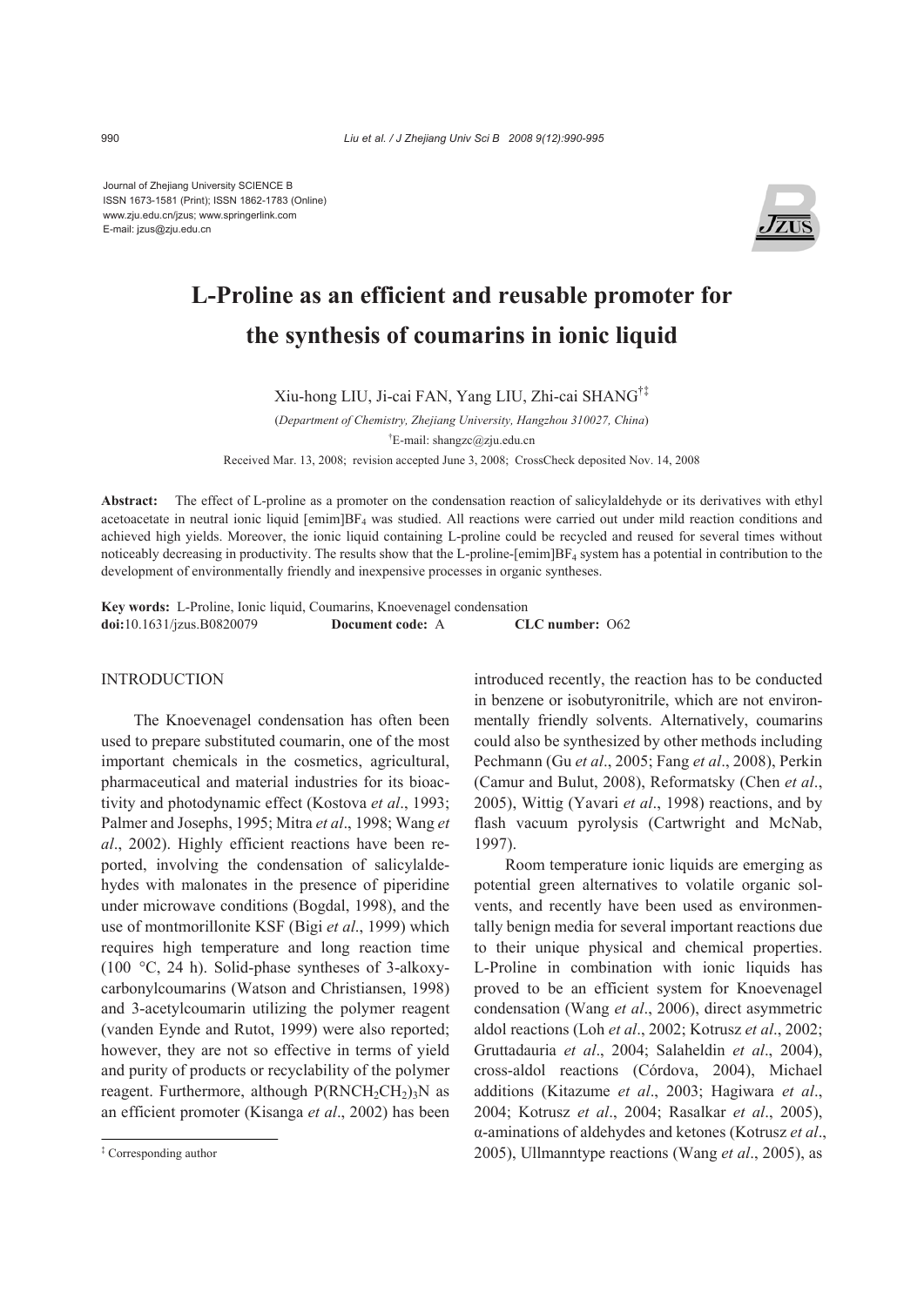Journal of Zhejiang University SCIENCE B
ISSN 1673-1581 (Print); ISSN 1862-1783 (Online)
www.zju.edu.cn/jzus; www.springerlink.com
E-mail: jzus@zju.edu.cn

# L-Proline as an efficient and reusable promoter for the synthesis of coumarins in ionic liquid

Xiu-hong LIU, Ji-cai FAN, Yang LIU, Zhi-cai SHANG[†‡]

(*Department of Chemistry, Zhejiang University, Hangzhou 310027, China*)

[†]E-mail: shangzc@zju.edu.cn

Received Mar. 13, 2008; revision accepted June 3, 2008; CrossCheck deposited Nov. 14, 2008

**Abstract:** The effect of L-proline as a promoter on the condensation reaction of salicylaldehyde or its derivatives with ethyl acetoacetate in neutral ionic liquid [emim]$BF_4$ was studied. All reactions were carried out under mild reaction conditions and achieved high yields. Moreover, the ionic liquid containing L-proline could be recycled and reused for several times without noticeably decreasing in productivity. The results show that the L-proline-[emim]$BF_4$ system has a potential in contribution to the development of environmentally friendly and inexpensive processes in organic syntheses.

**Key words:** L-Proline, Ionic liquid, Coumarins, Knoevenagel condensation
**doi:**10.1631/jzus.B0820079 **Document code:** A **CLC number:** O62

## INTRODUCTION

The Knoevenagel condensation has often been used to prepare substituted coumarin, one of the most important chemicals in the cosmetics, agricultural, pharmaceutical and material industries for its bioactivity and photodynamic effect (Kostova *et al*., 1993; Palmer and Josephs, 1995; Mitra *et al*., 1998; Wang *et al*., 2002). Highly efficient reactions have been reported, involving the condensation of salicylaldehydes with malonates in the presence of piperidine under microwave conditions (Bogdal, 1998), and the use of montmorillonite KSF (Bigi *et al*., 1999) which requires high temperature and long reaction time (100 °C, 24 h). Solid-phase syntheses of 3-alkoxycarbonylcoumarins (Watson and Christiansen, 1998) and 3-acetylcoumarin utilizing the polymer reagent (vanden Eynde and Rutot, 1999) were also reported; however, they are not so effective in terms of yield and purity of products or recyclability of the polymer reagent. Furthermore, although $P(RNCH_2CH_2)_3N$ as an efficient promoter (Kisanga *et al*., 2002) has been introduced recently, the reaction has to be conducted in benzene or isobutyronitrile, which are not environmentally friendly solvents. Alternatively, coumarins could also be synthesized by other methods including Pechmann (Gu *et al*., 2005; Fang *et al*., 2008), Perkin (Camur and Bulut, 2008), Reformatsky (Chen *et al*., 2005), Wittig (Yavari *et al*., 1998) reactions, and by flash vacuum pyrolysis (Cartwright and McNab, 1997).

Room temperature ionic liquids are emerging as potential green alternatives to volatile organic solvents, and recently have been used as environmentally benign media for several important reactions due to their unique physical and chemical properties. L-Proline in combination with ionic liquids has proved to be an efficient system for Knoevenagel condensation (Wang *et al*., 2006), direct asymmetric aldol reactions (Loh *et al*., 2002; Kotrusz *et al*., 2002; Gruttadauria *et al*., 2004; Salaheldin *et al*., 2004), cross-aldol reactions (Córdova, 2004), Michael additions (Kitazume *et al*., 2003; Hagiwara *et al*., 2004; Kotrusz *et al*., 2004; Rasalkar *et al*., 2005), α-aminations of aldehydes and ketones (Kotrusz *et al*., 2005), Ullmanntype reactions (Wang *et al*., 2005), as

[‡] Corresponding author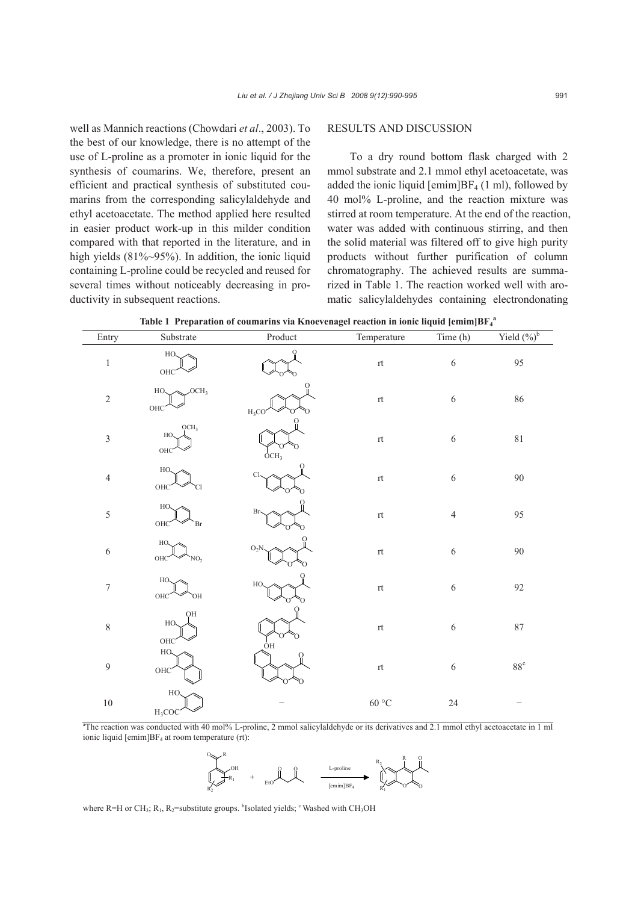well as Mannich reactions (Chowdari *et al*., 2003). To the best of our knowledge, there is no attempt of the use of L-proline as a promoter in ionic liquid for the synthesis of coumarins. We, therefore, present an efficient and practical synthesis of substituted coumarins from the corresponding salicylaldehyde and ethyl acetoacetate. The method applied here resulted in easier product work-up in this milder condition compared with that reported in the literature, and in high yields (81%~95%). In addition, the ionic liquid containing L-proline could be recycled and reused for several times without noticeably decreasing in productivity in subsequent reactions.

## RESULTS AND DISCUSSION

To a dry round bottom flask charged with 2 mmol substrate and 2.1 mmol ethyl acetoacetate, was added the ionic liquid [emim]$BF_4$ (1 ml), followed by 40 mol% L-proline, and the reaction mixture was stirred at room temperature. At the end of the reaction, water was added with continuous stirring, and then the solid material was filtered off to give high purity products without further purification of column chromatography. The achieved results are summarized in Table 1. The reaction worked well with aromatic salicylaldehydes containing electrondonating

**Table 1 Preparation of coumarins via Knoevenagel reaction in ionic liquid [emim]$BF_4$[a]**

| Entry | Substrate | Product | Temperature | Time (h) | Yield (%)[b] |
|---|---|---|---|---|---|
| 1 | Salicylaldehyde | 3-Acetylcoumarin | rt | 6 | 95 |
| 2 | 4-Methoxysalicylaldehyde | 3-Acetyl-7-methoxycoumarin | rt | 6 | 86 |
| 3 | 3-Methoxysalicylaldehyde | 3-Acetyl-8-methoxycoumarin | rt | 6 | 81 |
| 4 | 5-Chlorosalicylaldehyde | 3-Acetyl-6-chlorocoumarin | rt | 6 | 90 |
| 5 | 5-Bromosalicylaldehyde | 3-Acetyl-6-bromocoumarin | rt | 4 | 95 |
| 6 | 5-Nitrosalicylaldehyde | 3-Acetyl-6-nitrocoumarin | rt | 6 | 90 |
| 7 | 2,5-Dihydroxybenzaldehyde | 3-Acetyl-6-hydroxycoumarin | rt | 6 | 92 |
| 8 | 2,3-Dihydroxybenzaldehyde | 3-Acetyl-8-hydroxycoumarin | rt | 6 | 87 |
| 9 | 2-Hydroxy-1-naphthaldehyde | 2-Acetyl-3H-benzo[f]chromen-3-one | rt | 6 | 88[c] |
| 10 | 2-Hydroxyacetophenone ($H_3COC$) | − | 60 °C | 24 | − |

[a]The reaction was conducted with 40 mol% L-proline, 2 mmol salicylaldehyde or its derivatives and 2.1 mmol ethyl acetoacetate in 1 ml ionic liquid [emim]$BF_4$ at room temperature (rt):

Substituted salicylaldehyde/ketone ($R$, $R_1$, $R_2$) + ethyl acetoacetate —(L-proline, [emim]$BF_4$)→ substituted 3-acetylcoumarin

where R=H or $CH_3$; $R_1$, $R_2$=substitute groups. [b]Isolated yields; [c] Washed with $CH_3OH$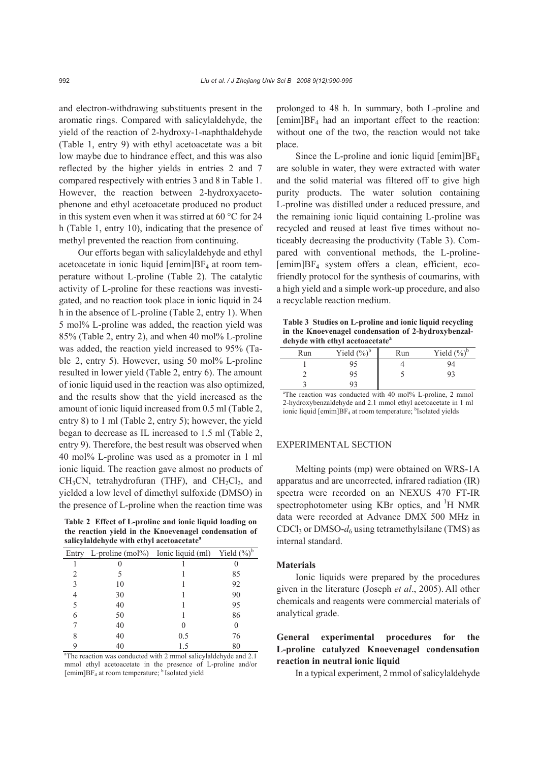and electron-withdrawing substituents present in the aromatic rings. Compared with salicylaldehyde, the yield of the reaction of 2-hydroxy-1-naphthaldehyde (Table 1, entry 9) with ethyl acetoacetate was a bit low maybe due to hindrance effect, and this was also reflected by the higher yields in entries 2 and 7 compared respectively with entries 3 and 8 in Table 1. However, the reaction between 2-hydroxyacetophenone and ethyl acetoacetate produced no product in this system even when it was stirred at 60 °C for 24 h (Table 1, entry 10), indicating that the presence of methyl prevented the reaction from continuing.

Our efforts began with salicylaldehyde and ethyl acetoacetate in ionic liquid [emim]$BF_4$ at room temperature without L-proline (Table 2). The catalytic activity of L-proline for these reactions was investigated, and no reaction took place in ionic liquid in 24 h in the absence of L-proline (Table 2, entry 1). When 5 mol% L-proline was added, the reaction yield was 85% (Table 2, entry 2), and when 40 mol% L-proline was added, the reaction yield increased to 95% (Table 2, entry 5). However, using 50 mol% L-proline resulted in lower yield (Table 2, entry 6). The amount of ionic liquid used in the reaction was also optimized, and the results show that the yield increased as the amount of ionic liquid increased from 0.5 ml (Table 2, entry 8) to 1 ml (Table 2, entry 5); however, the yield began to decrease as IL increased to 1.5 ml (Table 2, entry 9). Therefore, the best result was observed when 40 mol% L-proline was used as a promoter in 1 ml ionic liquid. The reaction gave almost no products of $CH_3CN$, tetrahydrofuran (THF), and $CH_2Cl_2$, and yielded a low level of dimethyl sulfoxide (DMSO) in the presence of L-proline when the reaction time was prolonged to 48 h. In summary, both L-proline and [emim]$BF_4$ had an important effect to the reaction: without one of the two, the reaction would not take place.

**Table 2 Effect of L-proline and ionic liquid loading on the reaction yield in the Knoevenagel condensation of salicylaldehyde with ethyl acetoacetate[a]**

| Entry | L-proline (mol%) | Ionic liquid (ml) | Yield (%)[b] |
|---|---|---|---|
| 1 | 0 | 1 | 0 |
| 2 | 5 | 1 | 85 |
| 3 | 10 | 1 | 92 |
| 4 | 30 | 1 | 90 |
| 5 | 40 | 1 | 95 |
| 6 | 50 | 1 | 86 |
| 7 | 40 | 0 | 0 |
| 8 | 40 | 0.5 | 76 |
| 9 | 40 | 1.5 | 80 |

[a]The reaction was conducted with 2 mmol salicylaldehyde and 2.1 mmol ethyl acetoacetate in the presence of L-proline and/or [emim]$BF_4$ at room temperature; [b]Isolated yield

Since the L-proline and ionic liquid [emim]$BF_4$ are soluble in water, they were extracted with water and the solid material was filtered off to give high purity products. The water solution containing L-proline was distilled under a reduced pressure, and the remaining ionic liquid containing L-proline was recycled and reused at least five times without noticeably decreasing the productivity (Table 3). Compared with conventional methods, the L-proline-[emim]$BF_4$ system offers a clean, efficient, eco-friendly protocol for the synthesis of coumarins, with a high yield and a simple work-up procedure, and also a recyclable reaction medium.

**Table 3 Studies on L-proline and ionic liquid recycling in the Knoevenagel condensation of 2-hydroxybenzaldehyde with ethyl acetoacetate[a]**

| Run | Yield (%)[b] | Run | Yield (%)[b] |
|---|---|---|---|
| 1 | 95 | 4 | 94 |
| 2 | 95 | 5 | 93 |
| 3 | 93 | | |

[a]The reaction was conducted with 40 mol% L-proline, 2 mmol 2-hydroxybenzaldehyde and 2.1 mmol ethyl acetoacetate in 1 ml ionic liquid [emim]$BF_4$ at room temperature; [b]Isolated yields

## EXPERIMENTAL SECTION

Melting points (mp) were obtained on WRS-1A apparatus and are uncorrected, infrared radiation (IR) spectra were recorded on an NEXUS 470 FT-IR spectrophotometer using KBr optics, and $^1$H NMR data were recorded at Advance DMX 500 MHz in $CDCl_3$ or DMSO-$d_6$ using tetramethylsilane (TMS) as internal standard.

### Materials

Ionic liquids were prepared by the procedures given in the literature (Joseph *et al*., 2005). All other chemicals and reagents were commercial materials of analytical grade.

### General experimental procedures for the L-proline catalyzed Knoevenagel condensation reaction in neutral ionic liquid

In a typical experiment, 2 mmol of salicylaldehyde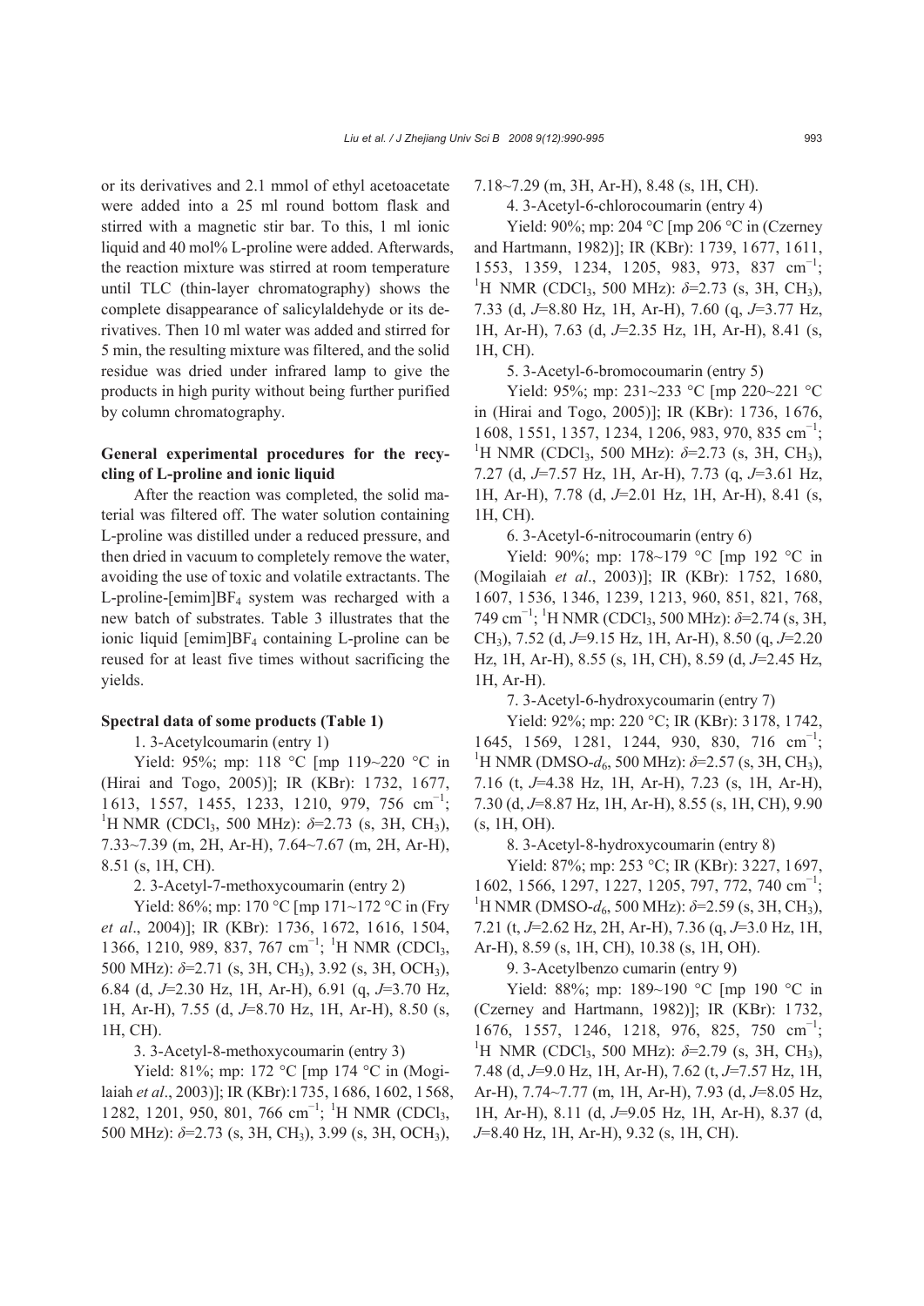or its derivatives and 2.1 mmol of ethyl acetoacetate were added into a 25 ml round bottom flask and stirred with a magnetic stir bar. To this, 1 ml ionic liquid and 40 mol% L-proline were added. Afterwards, the reaction mixture was stirred at room temperature until TLC (thin-layer chromatography) shows the complete disappearance of salicylaldehyde or its derivatives. Then 10 ml water was added and stirred for 5 min, the resulting mixture was filtered, and the solid residue was dried under infrared lamp to give the products in high purity without being further purified by column chromatography.

### General experimental procedures for the recycling of L-proline and ionic liquid

After the reaction was completed, the solid material was filtered off. The water solution containing L-proline was distilled under a reduced pressure, and then dried in vacuum to completely remove the water, avoiding the use of toxic and volatile extractants. The L-proline-[emim]$BF_4$ system was recharged with a new batch of substrates. Table 3 illustrates that the ionic liquid [emim]$BF_4$ containing L-proline can be reused for at least five times without sacrificing the yields.

### Spectral data of some products (Table 1)

1. 3-Acetylcoumarin (entry 1)

Yield: 95%; mp: 118 °C [mp 119~220 °C in (Hirai and Togo, 2005)]; IR (KBr): 1732, 1677, 1613, 1557, 1455, 1233, 1210, 979, 756 $cm^{-1}$; $^1$H NMR ($CDCl_3$, 500 MHz): $\delta$=2.73 (s, 3H, $CH_3$), 7.33~7.39 (m, 2H, Ar-H), 7.64~7.67 (m, 2H, Ar-H), 8.51 (s, 1H, CH).

2. 3-Acetyl-7-methoxycoumarin (entry 2)

Yield: 86%; mp: 170 °C [mp 171~172 °C in (Fry *et al*., 2004)]; IR (KBr): 1736, 1672, 1616, 1504, 1366, 1210, 989, 837, 767 $cm^{-1}$; $^1$H NMR ($CDCl_3$, 500 MHz): $\delta$=2.71 (s, 3H, $CH_3$), 3.92 (s, 3H, $OCH_3$), 6.84 (d, $J$=2.30 Hz, 1H, Ar-H), 6.91 (q, $J$=3.70 Hz, 1H, Ar-H), 7.55 (d, $J$=8.70 Hz, 1H, Ar-H), 8.50 (s, 1H, CH).

3. 3-Acetyl-8-methoxycoumarin (entry 3)

Yield: 81%; mp: 172 °C [mp 174 °C in (Mogilaiah *et al*., 2003)]; IR (KBr):1735, 1686, 1602, 1568, 1282, 1201, 950, 801, 766 $cm^{-1}$; $^1$H NMR ($CDCl_3$, 500 MHz): $\delta$=2.73 (s, 3H, $CH_3$), 3.99 (s, 3H, $OCH_3$), 7.18~7.29 (m, 3H, Ar-H), 8.48 (s, 1H, CH).

4. 3-Acetyl-6-chlorocoumarin (entry 4)

Yield: 90%; mp: 204 °C [mp 206 °C in (Czerney and Hartmann, 1982)]; IR (KBr): 1739, 1677, 1611, 1553, 1359, 1234, 1205, 983, 973, 837 $cm^{-1}$; $^1$H NMR ($CDCl_3$, 500 MHz): $\delta$=2.73 (s, 3H, $CH_3$), 7.33 (d, $J$=8.80 Hz, 1H, Ar-H), 7.60 (q, $J$=3.77 Hz, 1H, Ar-H), 7.63 (d, $J$=2.35 Hz, 1H, Ar-H), 8.41 (s, 1H, CH).

5. 3-Acetyl-6-bromocoumarin (entry 5)

Yield: 95%; mp: 231~233 °C [mp 220~221 °C in (Hirai and Togo, 2005)]; IR (KBr): 1736, 1676, 1608, 1551, 1357, 1234, 1206, 983, 970, 835 $cm^{-1}$; $^1$H NMR ($CDCl_3$, 500 MHz): $\delta$=2.73 (s, 3H, $CH_3$), 7.27 (d, $J$=7.57 Hz, 1H, Ar-H), 7.73 (q, $J$=3.61 Hz, 1H, Ar-H), 7.78 (d, $J$=2.01 Hz, 1H, Ar-H), 8.41 (s, 1H, CH).

6. 3-Acetyl-6-nitrocoumarin (entry 6)

Yield: 90%; mp: 178~179 °C [mp 192 °C in (Mogilaiah *et al*., 2003)]; IR (KBr): 1752, 1680, 1607, 1536, 1346, 1239, 1213, 960, 851, 821, 768, 749 $cm^{-1}$; $^1$H NMR ($CDCl_3$, 500 MHz): $\delta$=2.74 (s, 3H, $CH_3$), 7.52 (d, $J$=9.15 Hz, 1H, Ar-H), 8.50 (q, $J$=2.20 Hz, 1H, Ar-H), 8.55 (s, 1H, CH), 8.59 (d, $J$=2.45 Hz, 1H, Ar-H).

7. 3-Acetyl-6-hydroxycoumarin (entry 7)

Yield: 92%; mp: 220 °C; IR (KBr): 3178, 1742, 1645, 1569, 1281, 1244, 930, 830, 716 $cm^{-1}$; $^1$H NMR (DMSO-$d_6$, 500 MHz): $\delta$=2.57 (s, 3H, $CH_3$), 7.16 (t, $J$=4.38 Hz, 1H, Ar-H), 7.23 (s, 1H, Ar-H), 7.30 (d, $J$=8.87 Hz, 1H, Ar-H), 8.55 (s, 1H, CH), 9.90 (s, 1H, OH).

8. 3-Acetyl-8-hydroxycoumarin (entry 8)

Yield: 87%; mp: 253 °C; IR (KBr): 3227, 1697, 1602, 1566, 1297, 1227, 1205, 797, 772, 740 $cm^{-1}$; $^1$H NMR (DMSO-$d_6$, 500 MHz): $\delta$=2.59 (s, 3H, $CH_3$), 7.21 (t, $J$=2.62 Hz, 2H, Ar-H), 7.36 (q, $J$=3.0 Hz, 1H, Ar-H), 8.59 (s, 1H, CH), 10.38 (s, 1H, OH).

9. 3-Acetylbenzo cumarin (entry 9)

Yield: 88%; mp: 189~190 °C [mp 190 °C in (Czerney and Hartmann, 1982)]; IR (KBr): 1732, 1676, 1557, 1246, 1218, 976, 825, 750 $cm^{-1}$; $^1$H NMR ($CDCl_3$, 500 MHz): $\delta$=2.79 (s, 3H, $CH_3$), 7.48 (d, $J$=9.0 Hz, 1H, Ar-H), 7.62 (t, $J$=7.57 Hz, 1H, Ar-H), 7.74~7.77 (m, 1H, Ar-H), 7.93 (d, $J$=8.05 Hz, 1H, Ar-H), 8.11 (d, $J$=9.05 Hz, 1H, Ar-H), 8.37 (d, $J$=8.40 Hz, 1H, Ar-H), 9.32 (s, 1H, CH).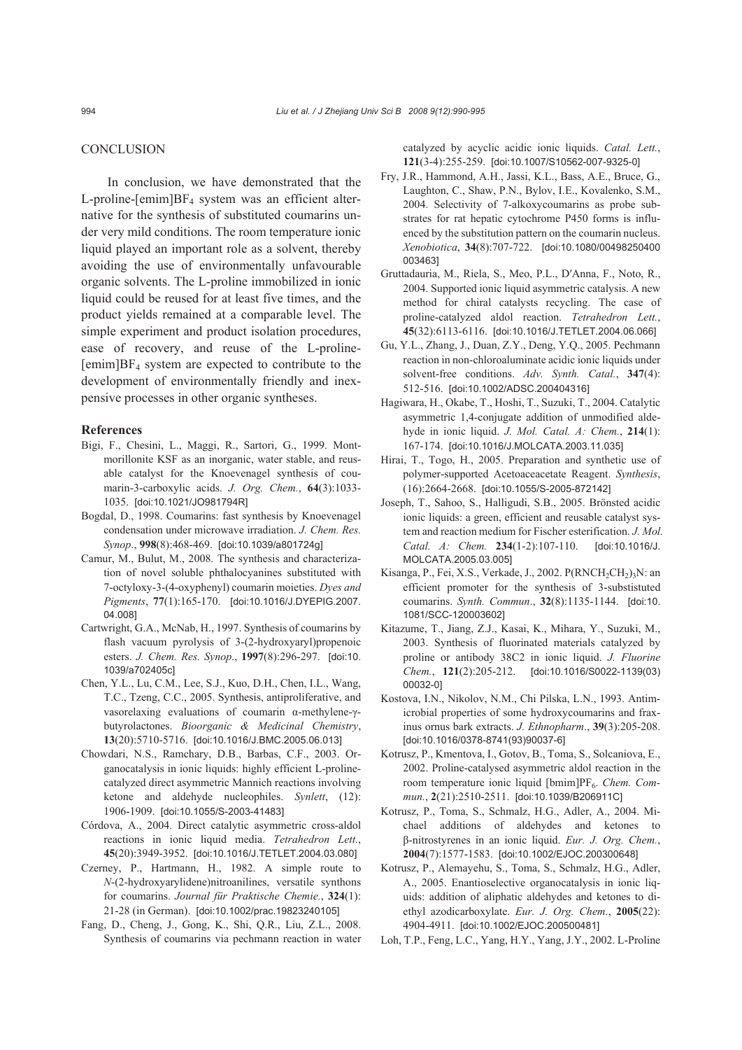## CONCLUSION

In conclusion, we have demonstrated that the L-proline-[emim]$BF_4$ system was an efficient alternative for the synthesis of substituted coumarins under very mild conditions. The room temperature ionic liquid played an important role as a solvent, thereby avoiding the use of environmentally unfavourable organic solvents. The L-proline immobilized in ionic liquid could be reused for at least five times, and the product yields remained at a comparable level. The simple experiment and product isolation procedures, ease of recovery, and reuse of the L-proline-[emim]$BF_4$ system are expected to contribute to the development of environmentally friendly and inexpensive processes in other organic syntheses.

## References

Bigi, F., Chesini, L., Maggi, R., Sartori, G., 1999. Montmorillonite KSF as an inorganic, water stable, and reusable catalyst for the Knoevenagel synthesis of coumarin-3-carboxylic acids. *J. Org. Chem.*, **64**(3):1033-1035. [doi:10.1021/JO981794R]

Bogdal, D., 1998. Coumarins: fast synthesis by Knoevenagel condensation under microwave irradiation. *J. Chem. Res. Synop.*, **998**(8):468-469. [doi:10.1039/a801724g]

Camur, M., Bulut, M., 2008. The synthesis and characterization of novel soluble phthalocyanines substituted with 7-octyloxy-3-(4-oxyphenyl) coumarin moieties. *Dyes and Pigments*, **77**(1):165-170. [doi:10.1016/J.DYEPIG.2007.04.008]

Cartwright, G.A., McNab, H., 1997. Synthesis of coumarins by flash vacuum pyrolysis of 3-(2-hydroxyaryl)propenoic esters. *J. Chem. Res. Synop.*, **1997**(8):296-297. [doi:10.1039/a702405c]

Chen, Y.L., Lu, C.M., Lee, S.J., Kuo, D.H., Chen, I.L., Wang, T.C., Tzeng, C.C., 2005. Synthesis, antiproliferative, and vasorelaxing evaluations of coumarin α-methylene-γ-butyrolactones. *Bioorganic & Medicinal Chemistry*, **13**(20):5710-5716. [doi:10.1016/J.BMC.2005.06.013]

Chowdari, N.S., Ramchary, D.B., Barbas, C.F., 2003. Organocatalysis in ionic liquids: highly efficient L-proline-catalyzed direct asymmetric Mannich reactions involving ketone and aldehyde nucleophiles. *Synlett*, (12):1906-1909. [doi:10.1055/S-2003-41483]

Córdova, A., 2004. Direct catalytic asymmetric cross-aldol reactions in ionic liquid media. *Tetrahedron Lett.*, **45**(20):3949-3952. [doi:10.1016/J.TETLET.2004.03.080]

Czerney, P., Hartmann, H., 1982. A simple route to *N*-(2-hydroxyarylidene)nitroanilines, versatile synthons for coumarins. *Journal für Praktische Chemie.*, **324**(1):21-28 (in German). [doi:10.1002/prac.19823240105]

Fang, D., Cheng, J., Gong, K., Shi, Q.R., Liu, Z.L., 2008. Synthesis of coumarins via pechmann reaction in water catalyzed by acyclic acidic ionic liquids. *Catal. Lett.*, **121**(3-4):255-259. [doi:10.1007/S10562-007-9325-0]

Fry, J.R., Hammond, A.H., Jassi, K.L., Bass, A.E., Bruce, G., Laughton, C., Shaw, P.N., Bylov, I.E., Kovalenko, S.M., 2004. Selectivity of 7-alkoxycoumarins as probe substrates for rat hepatic cytochrome P450 forms is influenced by the substitution pattern on the coumarin nucleus. *Xenobiotica*, **34**(8):707-722. [doi:10.1080/00498250400003463]

Gruttadauria, M., Riela, S., Meo, P.L., D′Anna, F., Noto, R., 2004. Supported ionic liquid asymmetric catalysis. A new method for chiral catalysts recycling. The case of proline-catalyzed aldol reaction. *Tetrahedron Lett.*, **45**(32):6113-6116. [doi:10.1016/J.TETLET.2004.06.066]

Gu, Y.L., Zhang, J., Duan, Z.Y., Deng, Y.Q., 2005. Pechmann reaction in non-chloroaluminate acidic ionic liquids under solvent-free conditions. *Adv. Synth. Catal.*, **347**(4):512-516. [doi:10.1002/ADSC.200404316]

Hagiwara, H., Okabe, T., Hoshi, T., Suzuki, T., 2004. Catalytic asymmetric 1,4-conjugate addition of unmodified aldehyde in ionic liquid. *J. Mol. Catal. A: Chem.*, **214**(1):167-174. [doi:10.1016/J.MOLCATA.2003.11.035]

Hirai, T., Togo, H., 2005. Preparation and synthetic use of polymer-supported Acetoaceacetate Reagent. *Synthesis*, (16):2664-2668. [doi:10.1055/S-2005-872142]

Joseph, T., Sahoo, S., Halligudi, S.B., 2005. Brönsted acidic ionic liquids: a green, efficient and reusable catalyst system and reaction medium for Fischer esterification. *J. Mol. Catal. A: Chem.* **234**(1-2):107-110. [doi:10.1016/J.MOLCATA.2005.03.005]

Kisanga, P., Fei, X.S., Verkade, J., 2002. $P(RNCH_2CH_2)_3N$: an efficient promoter for the synthesis of 3-sbstistuted coumarins. *Synth. Commun.*, **32**(8):1135-1144. [doi:10.1081/SCC-120003602]

Kitazume, T., Jiang, Z.J., Kasai, K., Mihara, Y., Suzuki, M., 2003. Synthesis of fluorinated materials catalyzed by proline or antibody 38C2 in ionic liquid. *J. Fluorine Chem.*, **121**(2):205-212. [doi:10.1016/S0022-1139(03)00032-0]

Kostova, I.N., Nikolov, N.M., Chi Pilska, L.N., 1993. Antimicrobial properties of some hydroxycoumarins and fraxinus ornus bark extracts. *J. Ethnopharm.*, **39**(3):205-208. [doi:10.1016/0378-8741(93)90037-6]

Kotrusz, P., Kmentova, I., Gotov, B., Toma, S., Solcaniova, E., 2002. Proline-catalysed asymmetric aldol reaction in the room temperature ionic liquid [bmim]$PF_6$. *Chem. Commun.*, **2**(21):2510-2511. [doi:10.1039/B206911C]

Kotrusz, P., Toma, S., Schmalz, H.G., Adler, A., 2004. Michael additions of aldehydes and ketones to β-nitrostyrenes in an ionic liquid. *Eur. J. Org. Chem.*, **2004**(7):1577-1583. [doi:10.1002/EJOC.200300648]

Kotrusz, P., Alemayehu, S., Toma, S., Schmalz, H.G., Adler, A., 2005. Enantioselective organocatalysis in ionic liquids: addition of aliphatic aldehydes and ketones to diethyl azodicarboxylate. *Eur. J. Org. Chem.*, **2005**(22):4904-4911. [doi:10.1002/EJOC.200500481]

Loh, T.P., Feng, L.C., Yang, H.Y., Yang, J.Y., 2002. L-Proline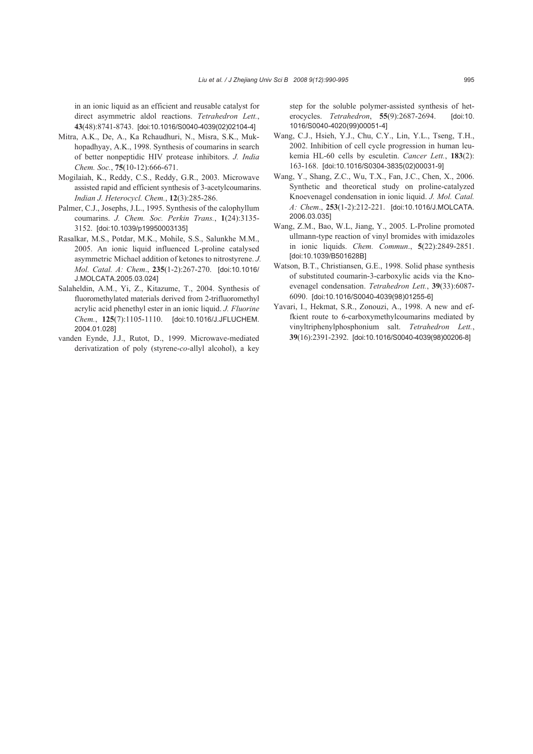in an ionic liquid as an efficient and reusable catalyst for direct asymmetric aldol reactions. *Tetrahedron Lett.*, **43**(48):8741-8743. [doi:10.1016/S0040-4039(02)02104-4]

Mitra, A.K., De, A., Ka Rchaudhuri, N., Misra, S.K., Mukhopadhyay, A.K., 1998. Synthesis of coumarins in search of better nonpeptidic HIV protease inhibitors. *J. India Chem. Soc.*, **75**(10-12):666-671.

Mogilaiah, K., Reddy, C.S., Reddy, G.R., 2003. Microwave assisted rapid and efficient synthesis of 3-acetylcoumarins. *Indian J. Heterocycl. Chem.*, **12**(3):285-286.

Palmer, C.J., Josephs, J.L., 1995. Synthesis of the calophyllum coumarins. *J. Chem. Soc. Perkin Trans.*, **1**(24):3135-3152. [doi:10.1039/p19950003135]

Rasalkar, M.S., Potdar, M.K., Mohile, S.S., Salunkhe M.M., 2005. An ionic liquid influenced L-proline catalysed asymmetric Michael addition of ketones to nitrostyrene. *J. Mol. Catal. A: Chem*., **235**(1-2):267-270. [doi:10.1016/J.MOLCATA.2005.03.024]

Salaheldin, A.M., Yi, Z., Kitazume, T., 2004. Synthesis of fluoromethylated materials derived from 2-trifluoromethyl acrylic acid phenethyl ester in an ionic liquid. *J. Fluorine Chem.*, **125**(7):1105-1110. [doi:10.1016/J.JFLUCHEM.2004.01.028]

vanden Eynde, J.J., Rutot, D., 1999. Microwave-mediated derivatization of poly (styrene-*co*-allyl alcohol), a key step for the soluble polymer-assisted synthesis of heterocycles. *Tetrahedron*, **55**(9):2687-2694. [doi:10.1016/S0040-4020(99)00051-4]

Wang, C.J., Hsieh, Y.J., Chu, C.Y., Lin, Y.L., Tseng, T.H., 2002. Inhibition of cell cycle progression in human leukemia HL-60 cells by esculetin. *Cancer Lett.*, **183**(2):163-168. [doi:10.1016/S0304-3835(02)00031-9]

Wang, Y., Shang, Z.C., Wu, T.X., Fan, J.C., Chen, X., 2006. Synthetic and theoretical study on proline-catalyzed Knoevenagel condensation in ionic liquid. *J. Mol. Catal. A: Chem*., **253**(1-2):212-221. [doi:10.1016/J.MOLCATA.2006.03.035]

Wang, Z.M., Bao, W.L, Jiang, Y., 2005. L-Proline promoted ullmann-type reaction of vinyl bromides with imidazoles in ionic liquids. *Chem. Commun*., **5**(22):2849-2851. [doi:10.1039/B501628B]

Watson, B.T., Christiansen, G.E., 1998. Solid phase synthesis of substituted coumarin-3-carboxylic acids via the Knoevenagel condensation. *Tetrahedron Lett.*, **39**(33):6087-6090. [doi:10.1016/S0040-4039(98)01255-6]

Yavari, I., Hekmat, S.R., Zonouzi, A., 1998. A new and effkient route to 6-carboxymethylcoumarins mediated by vinyltriphenylphosphonium salt. *Tetrahedron Lett.*, **39**(16):2391-2392. [doi:10.1016/S0040-4039(98)00206-8]